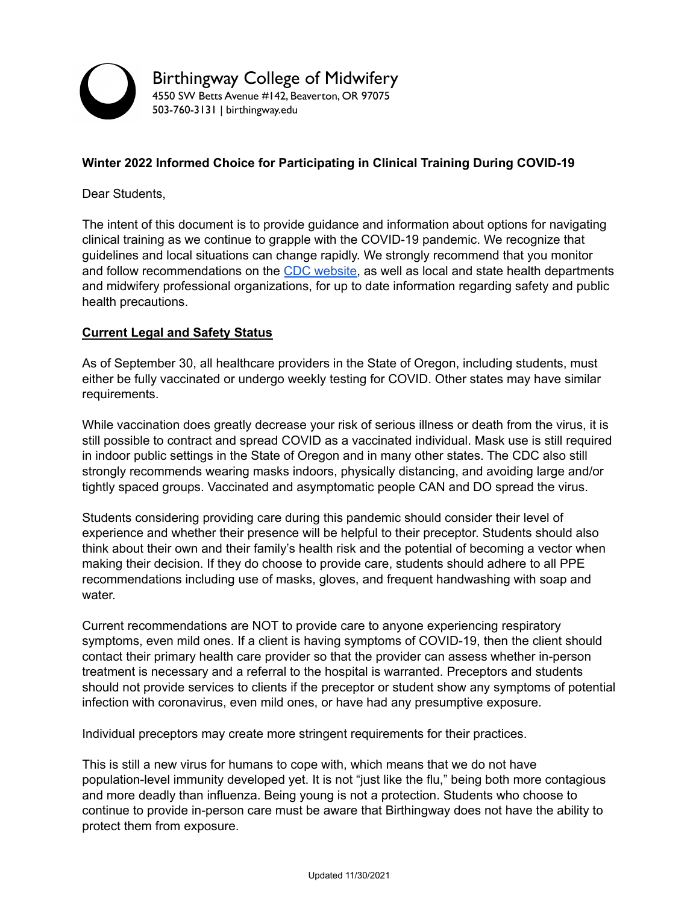Birthingway College of Midwifery
4550 SW Betts Avenue #142, Beaverton, OR 97075
503-760-3131 | birthingway.edu

**Winter 2022 Informed Choice for Participating in Clinical Training During COVID-19**

Dear Students,

The intent of this document is to provide guidance and information about options for navigating clinical training as we continue to grapple with the COVID-19 pandemic. We recognize that guidelines and local situations can change rapidly. We strongly recommend that you monitor and follow recommendations on the CDC website, as well as local and state health departments and midwifery professional organizations, for up to date information regarding safety and public health precautions.

## Current Legal and Safety Status

As of September 30, all healthcare providers in the State of Oregon, including students, must either be fully vaccinated or undergo weekly testing for COVID. Other states may have similar requirements.

While vaccination does greatly decrease your risk of serious illness or death from the virus, it is still possible to contract and spread COVID as a vaccinated individual. Mask use is still required in indoor public settings in the State of Oregon and in many other states. The CDC also still strongly recommends wearing masks indoors, physically distancing, and avoiding large and/or tightly spaced groups. Vaccinated and asymptomatic people CAN and DO spread the virus.

Students considering providing care during this pandemic should consider their level of experience and whether their presence will be helpful to their preceptor. Students should also think about their own and their family's health risk and the potential of becoming a vector when making their decision. If they do choose to provide care, students should adhere to all PPE recommendations including use of masks, gloves, and frequent handwashing with soap and water.

Current recommendations are NOT to provide care to anyone experiencing respiratory symptoms, even mild ones. If a client is having symptoms of COVID-19, then the client should contact their primary health care provider so that the provider can assess whether in-person treatment is necessary and a referral to the hospital is warranted. Preceptors and students should not provide services to clients if the preceptor or student show any symptoms of potential infection with coronavirus, even mild ones, or have had any presumptive exposure.

Individual preceptors may create more stringent requirements for their practices.

This is still a new virus for humans to cope with, which means that we do not have population-level immunity developed yet. It is not "just like the flu," being both more contagious and more deadly than influenza. Being young is not a protection. Students who choose to continue to provide in-person care must be aware that Birthingway does not have the ability to protect them from exposure.

Updated 11/30/2021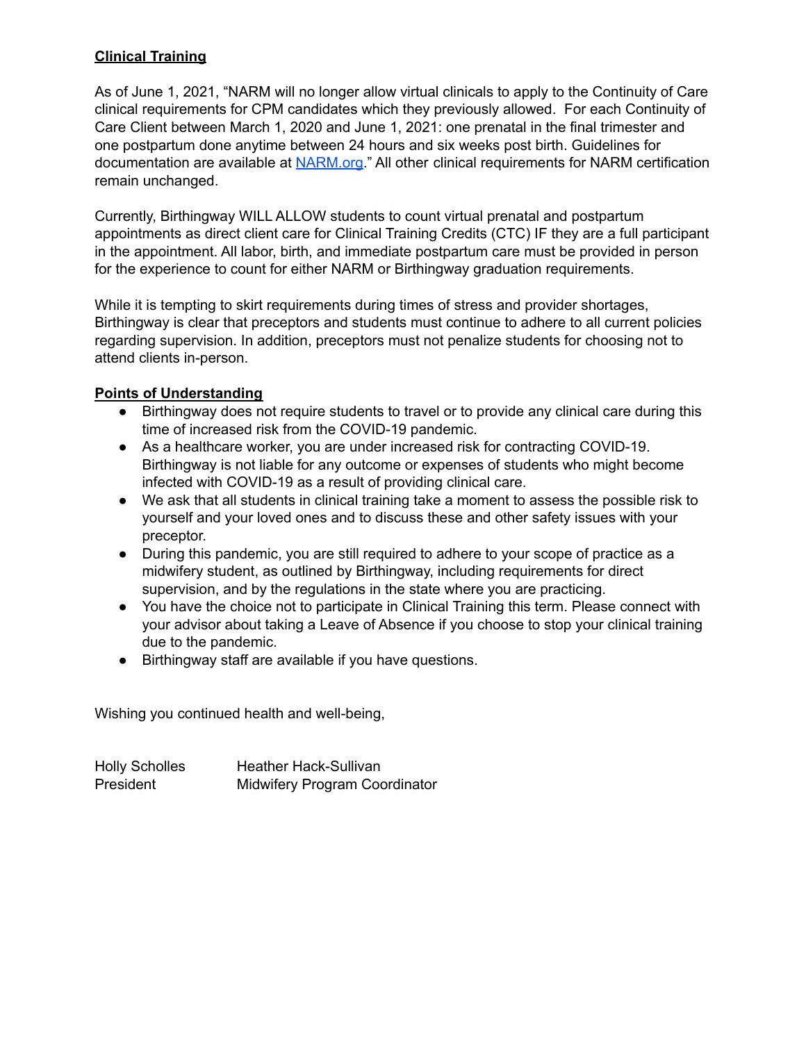**Clinical Training**

As of June 1, 2021, "NARM will no longer allow virtual clinicals to apply to the Continuity of Care clinical requirements for CPM candidates which they previously allowed. For each Continuity of Care Client between March 1, 2020 and June 1, 2021: one prenatal in the final trimester and one postpartum done anytime between 24 hours and six weeks post birth. Guidelines for documentation are available at [NARM.org](NARM.org)." All other clinical requirements for NARM certification remain unchanged.

Currently, Birthingway WILL ALLOW students to count virtual prenatal and postpartum appointments as direct client care for Clinical Training Credits (CTC) IF they are a full participant in the appointment. All labor, birth, and immediate postpartum care must be provided in person for the experience to count for either NARM or Birthingway graduation requirements.

While it is tempting to skirt requirements during times of stress and provider shortages, Birthingway is clear that preceptors and students must continue to adhere to all current policies regarding supervision. In addition, preceptors must not penalize students for choosing not to attend clients in-person.

**Points of Understanding**

- Birthingway does not require students to travel or to provide any clinical care during this time of increased risk from the COVID-19 pandemic.
- As a healthcare worker, you are under increased risk for contracting COVID-19. Birthingway is not liable for any outcome or expenses of students who might become infected with COVID-19 as a result of providing clinical care.
- We ask that all students in clinical training take a moment to assess the possible risk to yourself and your loved ones and to discuss these and other safety issues with your preceptor.
- During this pandemic, you are still required to adhere to your scope of practice as a midwifery student, as outlined by Birthingway, including requirements for direct supervision, and by the regulations in the state where you are practicing.
- You have the choice not to participate in Clinical Training this term. Please connect with your advisor about taking a Leave of Absence if you choose to stop your clinical training due to the pandemic.
- Birthingway staff are available if you have questions.

Wishing you continued health and well-being,

Holly Scholles
President

Heather Hack-Sullivan
Midwifery Program Coordinator